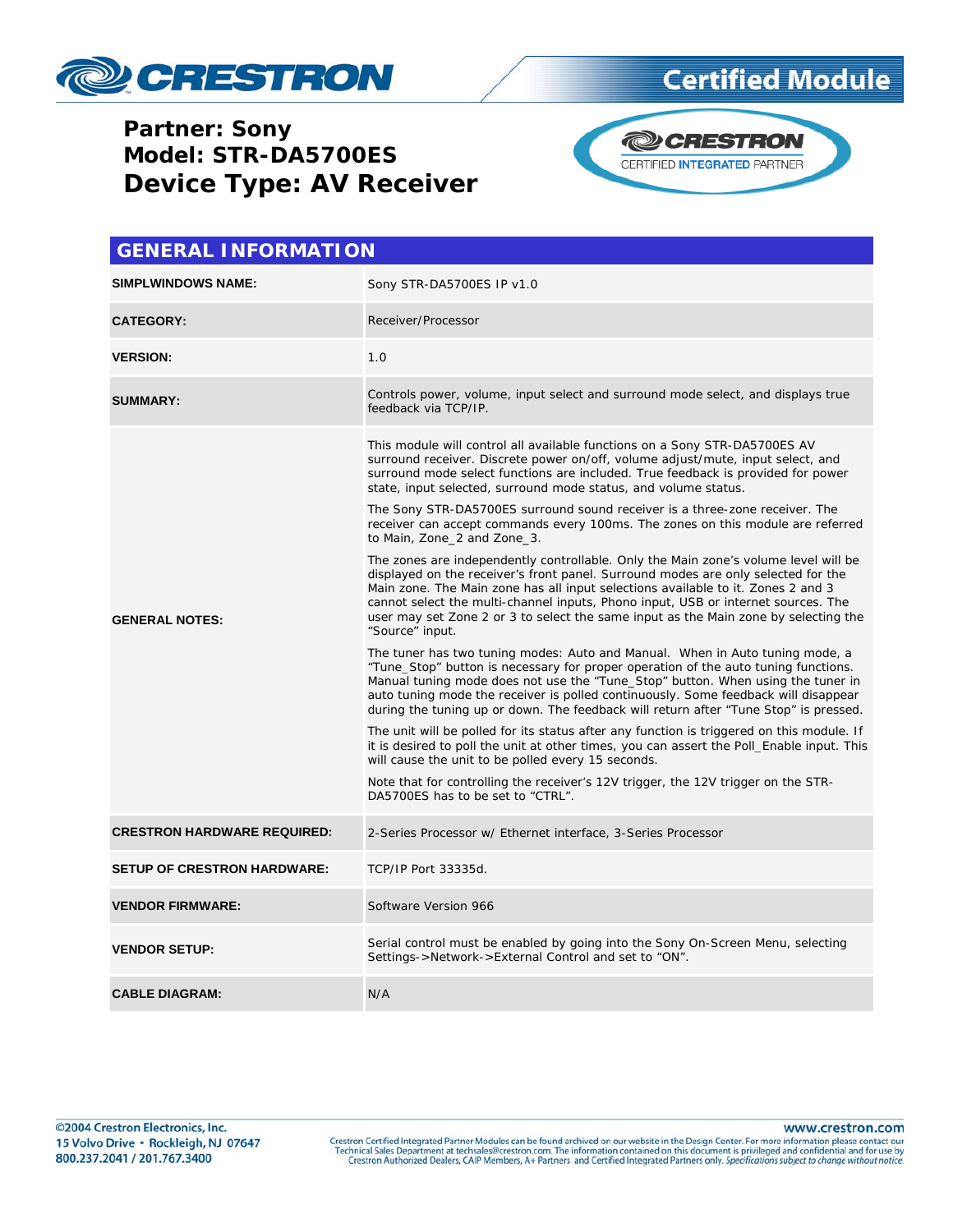# Partner: Sony
# Model: STR-DA5700ES
# Device Type: AV Receiver

## GENERAL INFORMATION

| | |
|---|---|
| **SIMPLWINDOWS NAME:** | Sony STR-DA5700ES IP v1.0 |
| **CATEGORY:** | Receiver/Processor |
| **VERSION:** | 1.0 |
| **SUMMARY:** | Controls power, volume, input select and surround mode select, and displays true feedback via TCP/IP. |
| **GENERAL NOTES:** | This module will control all available functions on a Sony STR-DA5700ES AV surround receiver. Discrete power on/off, volume adjust/mute, input select, and surround mode select functions are included. True feedback is provided for power state, input selected, surround mode status, and volume status.<br><br>The Sony STR-DA5700ES surround sound receiver is a three-zone receiver. The receiver can accept commands every 100ms. The zones on this module are referred to Main, Zone_2 and Zone_3.<br><br>The zones are independently controllable. Only the Main zone's volume level will be displayed on the receiver's front panel. Surround modes are only selected for the Main zone. The Main zone has all input selections available to it. Zones 2 and 3 cannot select the multi-channel inputs, Phono input, USB or internet sources. The user may set Zone 2 or 3 to select the same input as the Main zone by selecting the "Source" input.<br><br>The tuner has two tuning modes: Auto and Manual. When in Auto tuning mode, a "Tune_Stop" button is necessary for proper operation of the auto tuning functions. Manual tuning mode does not use the "Tune_Stop" button. When using the tuner in auto tuning mode the receiver is polled continuously. Some feedback will disappear during the tuning up or down. The feedback will return after "Tune Stop" is pressed.<br><br>The unit will be polled for its status after any function is triggered on this module. If it is desired to poll the unit at other times, you can assert the Poll_Enable input. This will cause the unit to be polled every 15 seconds.<br><br>Note that for controlling the receiver's 12V trigger, the 12V trigger on the STR-DA5700ES has to be set to "CTRL". |
| **CRESTRON HARDWARE REQUIRED:** | 2-Series Processor w/ Ethernet interface, 3-Series Processor |
| **SETUP OF CRESTRON HARDWARE:** | TCP/IP Port 33335d. |
| **VENDOR FIRMWARE:** | Software Version 966 |
| **VENDOR SETUP:** | Serial control must be enabled by going into the Sony On-Screen Menu, selecting Settings->Network->External Control and set to "ON". |
| **CABLE DIAGRAM:** | N/A |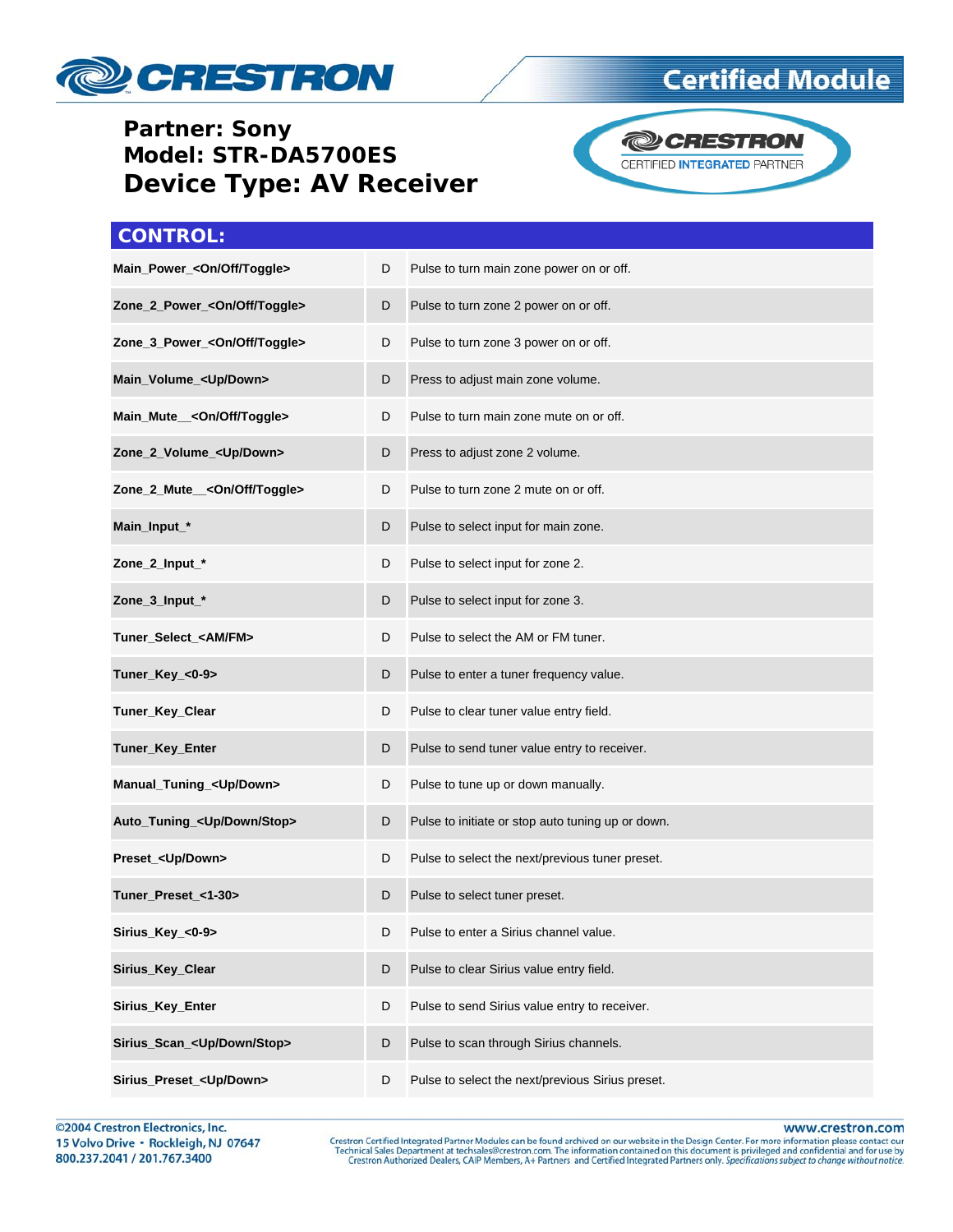Partner: Sony
Model: STR-DA5700ES
Device Type: AV Receiver

## CONTROL:

| | | |
|---|---|---|
| **Main_Power_<On/Off/Toggle>** | D | Pulse to turn main zone power on or off. |
| **Zone_2_Power_<On/Off/Toggle>** | D | Pulse to turn zone 2 power on or off. |
| **Zone_3_Power_<On/Off/Toggle>** | D | Pulse to turn zone 3 power on or off. |
| **Main_Volume_<Up/Down>** | D | Press to adjust main zone volume. |
| **Main_Mute__<On/Off/Toggle>** | D | Pulse to turn main zone mute on or off. |
| **Zone_2_Volume_<Up/Down>** | D | Press to adjust zone 2 volume. |
| **Zone_2_Mute__<On/Off/Toggle>** | D | Pulse to turn zone 2 mute on or off. |
| **Main_Input_*** | D | Pulse to select input for main zone. |
| **Zone_2_Input_*** | D | Pulse to select input for zone 2. |
| **Zone_3_Input_*** | D | Pulse to select input for zone 3. |
| **Tuner_Select_<AM/FM>** | D | Pulse to select the AM or FM tuner. |
| **Tuner_Key_<0-9>** | D | Pulse to enter a tuner frequency value. |
| **Tuner_Key_Clear** | D | Pulse to clear tuner value entry field. |
| **Tuner_Key_Enter** | D | Pulse to send tuner value entry to receiver. |
| **Manual_Tuning_<Up/Down>** | D | Pulse to tune up or down manually. |
| **Auto_Tuning_<Up/Down/Stop>** | D | Pulse to initiate or stop auto tuning up or down. |
| **Preset_<Up/Down>** | D | Pulse to select the next/previous tuner preset. |
| **Tuner_Preset_<1-30>** | D | Pulse to select tuner preset. |
| **Sirius_Key_<0-9>** | D | Pulse to enter a Sirius channel value. |
| **Sirius_Key_Clear** | D | Pulse to clear Sirius value entry field. |
| **Sirius_Key_Enter** | D | Pulse to send Sirius value entry to receiver. |
| **Sirius_Scan_<Up/Down/Stop>** | D | Pulse to scan through Sirius channels. |
| **Sirius_Preset_<Up/Down>** | D | Pulse to select the next/previous Sirius preset. |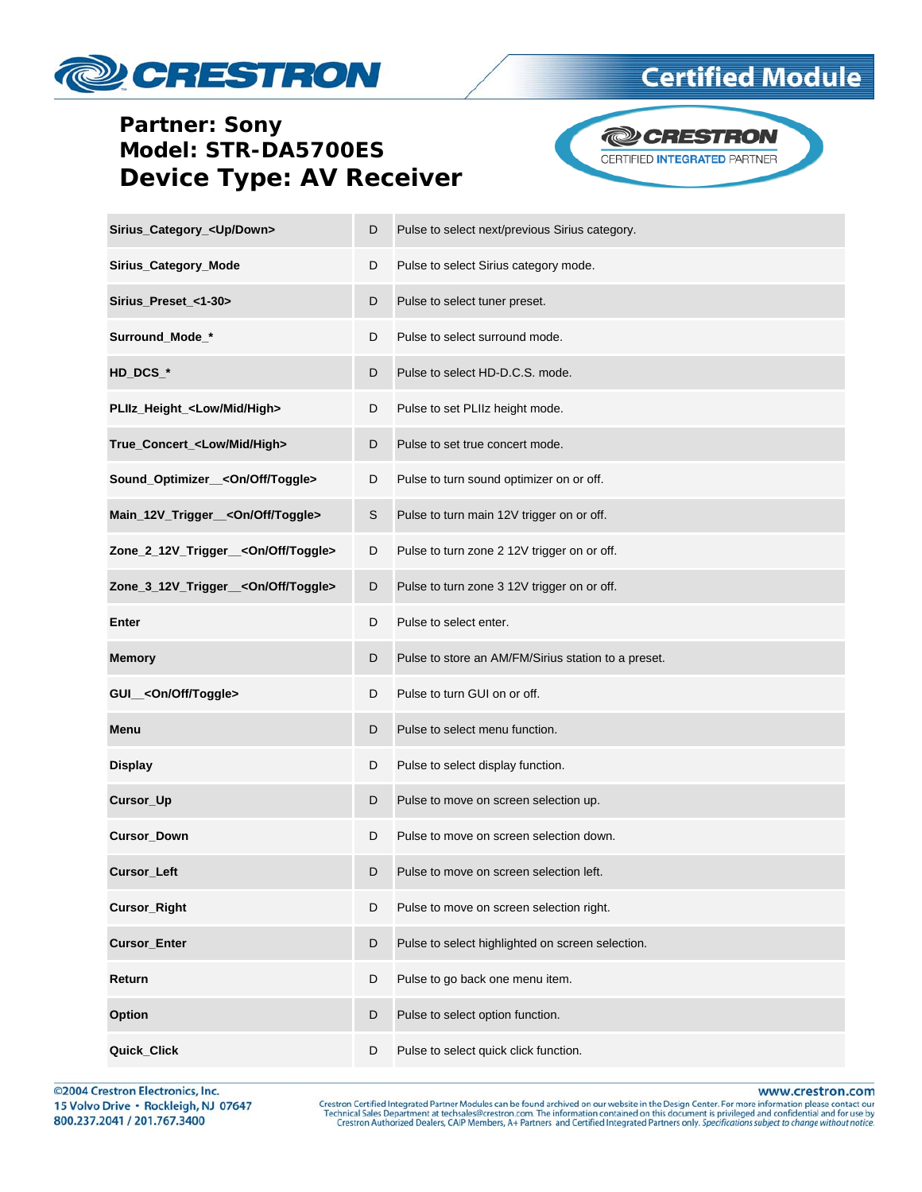## Partner: Sony
## Model: STR-DA5700ES
## Device Type: AV Receiver

| | | |
|---|---|---|
| **Sirius_Category_<Up/Down>** | D | Pulse to select next/previous Sirius category. |
| **Sirius_Category_Mode** | D | Pulse to select Sirius category mode. |
| **Sirius_Preset_<1-30>** | D | Pulse to select tuner preset. |
| **Surround_Mode_*** | D | Pulse to select surround mode. |
| **HD_DCS_*** | D | Pulse to select HD-D.C.S. mode. |
| **PLIIz_Height_<Low/Mid/High>** | D | Pulse to set PLIIz height mode. |
| **True_Concert_<Low/Mid/High>** | D | Pulse to set true concert mode. |
| **Sound_Optimizer__<On/Off/Toggle>** | D | Pulse to turn sound optimizer on or off. |
| **Main_12V_Trigger__<On/Off/Toggle>** | S | Pulse to turn main 12V trigger on or off. |
| **Zone_2_12V_Trigger__<On/Off/Toggle>** | D | Pulse to turn zone 2 12V trigger on or off. |
| **Zone_3_12V_Trigger__<On/Off/Toggle>** | D | Pulse to turn zone 3 12V trigger on or off. |
| **Enter** | D | Pulse to select enter. |
| **Memory** | D | Pulse to store an AM/FM/Sirius station to a preset. |
| **GUI__<On/Off/Toggle>** | D | Pulse to turn GUI on or off. |
| **Menu** | D | Pulse to select menu function. |
| **Display** | D | Pulse to select display function. |
| **Cursor_Up** | D | Pulse to move on screen selection up. |
| **Cursor_Down** | D | Pulse to move on screen selection down. |
| **Cursor_Left** | D | Pulse to move on screen selection left. |
| **Cursor_Right** | D | Pulse to move on screen selection right. |
| **Cursor_Enter** | D | Pulse to select highlighted on screen selection. |
| **Return** | D | Pulse to go back one menu item. |
| **Option** | D | Pulse to select option function. |
| **Quick_Click** | D | Pulse to select quick click function. |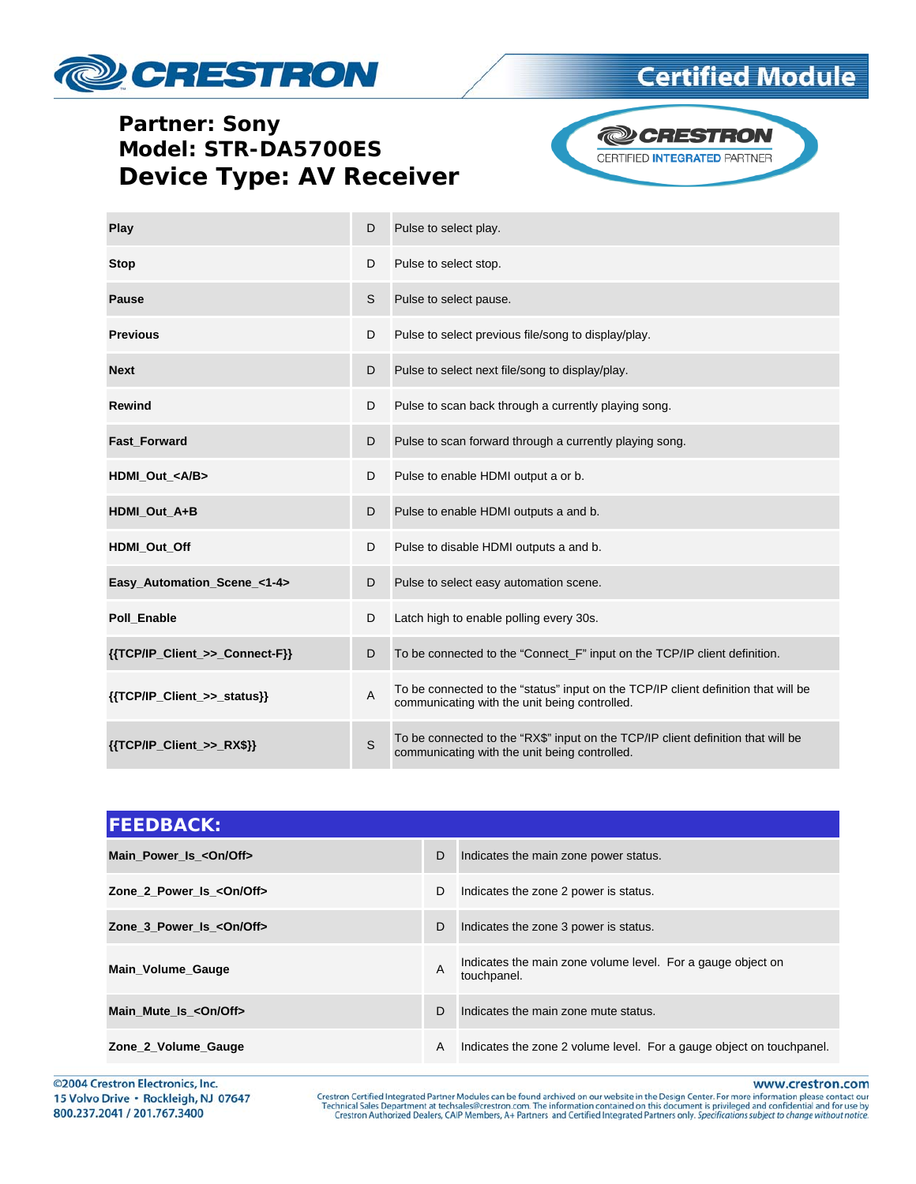**Partner: Sony**
**Model: STR-DA5700ES**
**Device Type: AV Receiver**

| | | |
|---|---|---|
| **Play** | D | Pulse to select play. |
| **Stop** | D | Pulse to select stop. |
| **Pause** | S | Pulse to select pause. |
| **Previous** | D | Pulse to select previous file/song to display/play. |
| **Next** | D | Pulse to select next file/song to display/play. |
| **Rewind** | D | Pulse to scan back through a currently playing song. |
| **Fast_Forward** | D | Pulse to scan forward through a currently playing song. |
| **HDMI_Out_<A/B>** | D | Pulse to enable HDMI output a or b. |
| **HDMI_Out_A+B** | D | Pulse to enable HDMI outputs a and b. |
| **HDMI_Out_Off** | D | Pulse to disable HDMI outputs a and b. |
| **Easy_Automation_Scene_<1-4>** | D | Pulse to select easy automation scene. |
| **Poll_Enable** | D | Latch high to enable polling every 30s. |
| **{{TCP/IP_Client_>>_Connect-F}}** | D | To be connected to the "Connect_F" input on the TCP/IP client definition. |
| **{{TCP/IP_Client_>>_status}}** | A | To be connected to the "status" input on the TCP/IP client definition that will be communicating with the unit being controlled. |
| **{{TCP/IP_Client_>>_RX$}}** | S | To be connected to the "RX$" input on the TCP/IP client definition that will be communicating with the unit being controlled. |

| **FEEDBACK:** | | |
|---|---|---|
| **Main_Power_Is_<On/Off>** | D | Indicates the main zone power status. |
| **Zone_2_Power_Is_<On/Off>** | D | Indicates the zone 2 power is status. |
| **Zone_3_Power_Is_<On/Off>** | D | Indicates the zone 3 power is status. |
| **Main_Volume_Gauge** | A | Indicates the main zone volume level. For a gauge object on touchpanel. |
| **Main_Mute_Is_<On/Off>** | D | Indicates the main zone mute status. |
| **Zone_2_Volume_Gauge** | A | Indicates the zone 2 volume level. For a gauge object on touchpanel. |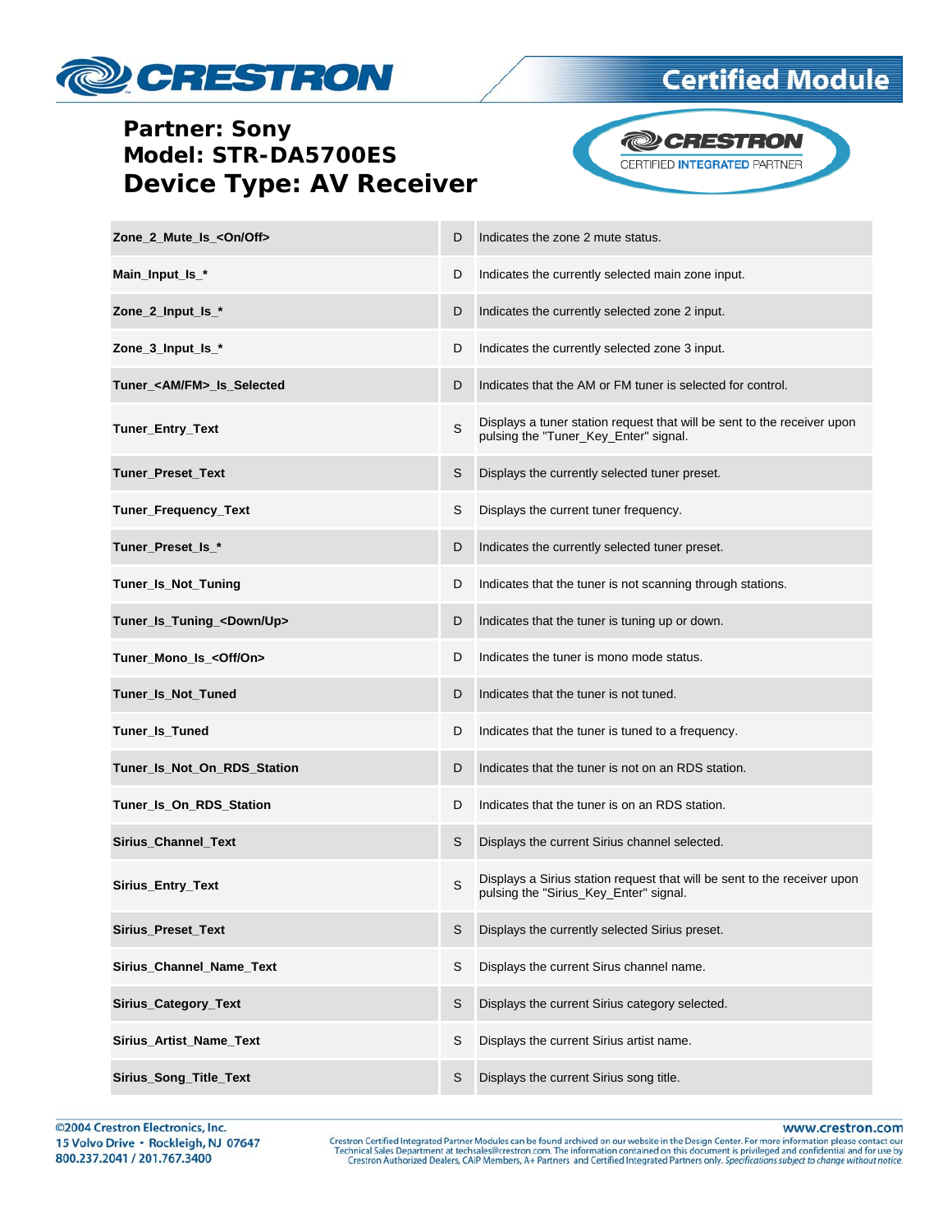**Partner: Sony**
**Model: STR-DA5700ES**
**Device Type: AV Receiver**

| | | |
|---|---|---|
| **Zone_2_Mute_Is_<On/Off>** | D | Indicates the zone 2 mute status. |
| **Main_Input_Is_*** | D | Indicates the currently selected main zone input. |
| **Zone_2_Input_Is_*** | D | Indicates the currently selected zone 2 input. |
| **Zone_3_Input_Is_*** | D | Indicates the currently selected zone 3 input. |
| **Tuner_<AM/FM>_Is_Selected** | D | Indicates that the AM or FM tuner is selected for control. |
| **Tuner_Entry_Text** | S | Displays a tuner station request that will be sent to the receiver upon pulsing the "Tuner_Key_Enter" signal. |
| **Tuner_Preset_Text** | S | Displays the currently selected tuner preset. |
| **Tuner_Frequency_Text** | S | Displays the current tuner frequency. |
| **Tuner_Preset_Is_*** | D | Indicates the currently selected tuner preset. |
| **Tuner_Is_Not_Tuning** | D | Indicates that the tuner is not scanning through stations. |
| **Tuner_Is_Tuning_<Down/Up>** | D | Indicates that the tuner is tuning up or down. |
| **Tuner_Mono_Is_<Off/On>** | D | Indicates the tuner is mono mode status. |
| **Tuner_Is_Not_Tuned** | D | Indicates that the tuner is not tuned. |
| **Tuner_Is_Tuned** | D | Indicates that the tuner is tuned to a frequency. |
| **Tuner_Is_Not_On_RDS_Station** | D | Indicates that the tuner is not on an RDS station. |
| **Tuner_Is_On_RDS_Station** | D | Indicates that the tuner is on an RDS station. |
| **Sirius_Channel_Text** | S | Displays the current Sirius channel selected. |
| **Sirius_Entry_Text** | S | Displays a Sirius station request that will be sent to the receiver upon pulsing the "Sirius_Key_Enter" signal. |
| **Sirius_Preset_Text** | S | Displays the currently selected Sirius preset. |
| **Sirius_Channel_Name_Text** | S | Displays the current Sirus channel name. |
| **Sirius_Category_Text** | S | Displays the current Sirius category selected. |
| **Sirius_Artist_Name_Text** | S | Displays the current Sirius artist name. |
| **Sirius_Song_Title_Text** | S | Displays the current Sirius song title. |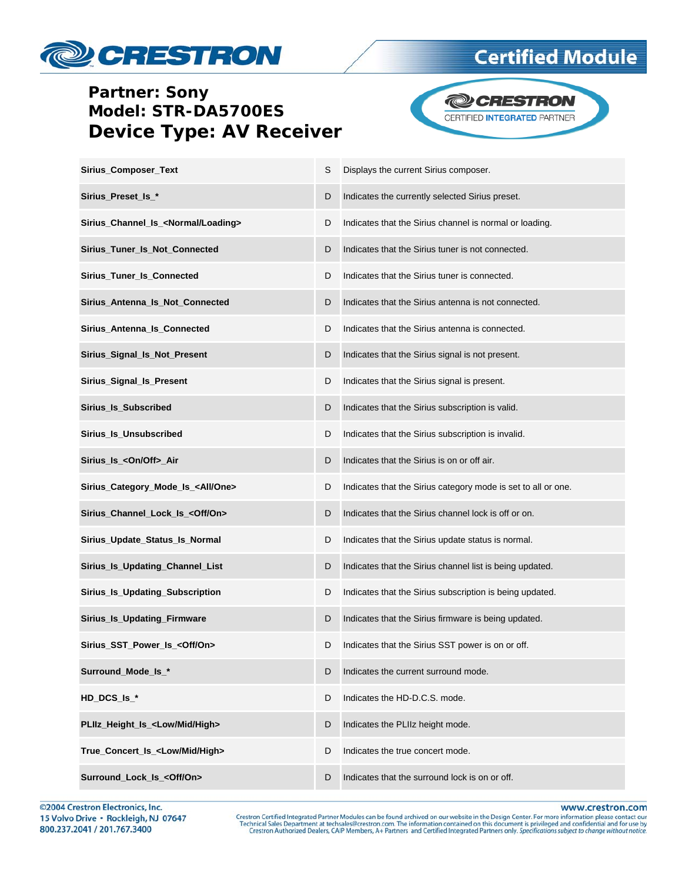**Partner: Sony**
**Model: STR-DA5700ES**
**Device Type: AV Receiver**

| | | |
|---|---|---|
| **Sirius_Composer_Text** | S | Displays the current Sirius composer. |
| **Sirius_Preset_Is_*** | D | Indicates the currently selected Sirius preset. |
| **Sirius_Channel_Is_<Normal/Loading>** | D | Indicates that the Sirius channel is normal or loading. |
| **Sirius_Tuner_Is_Not_Connected** | D | Indicates that the Sirius tuner is not connected. |
| **Sirius_Tuner_Is_Connected** | D | Indicates that the Sirius tuner is connected. |
| **Sirius_Antenna_Is_Not_Connected** | D | Indicates that the Sirius antenna is not connected. |
| **Sirius_Antenna_Is_Connected** | D | Indicates that the Sirius antenna is connected. |
| **Sirius_Signal_Is_Not_Present** | D | Indicates that the Sirius signal is not present. |
| **Sirius_Signal_Is_Present** | D | Indicates that the Sirius signal is present. |
| **Sirius_Is_Subscribed** | D | Indicates that the Sirius subscription is valid. |
| **Sirius_Is_Unsubscribed** | D | Indicates that the Sirius subscription is invalid. |
| **Sirius_Is_<On/Off>_Air** | D | Indicates that the Sirius is on or off air. |
| **Sirius_Category_Mode_Is_<All/One>** | D | Indicates that the Sirius category mode is set to all or one. |
| **Sirius_Channel_Lock_Is_<Off/On>** | D | Indicates that the Sirius channel lock is off or on. |
| **Sirius_Update_Status_Is_Normal** | D | Indicates that the Sirius update status is normal. |
| **Sirius_Is_Updating_Channel_List** | D | Indicates that the Sirius channel list is being updated. |
| **Sirius_Is_Updating_Subscription** | D | Indicates that the Sirius subscription is being updated. |
| **Sirius_Is_Updating_Firmware** | D | Indicates that the Sirius firmware is being updated. |
| **Sirius_SST_Power_Is_<Off/On>** | D | Indicates that the Sirius SST power is on or off. |
| **Surround_Mode_Is_*** | D | Indicates the current surround mode. |
| **HD_DCS_Is_*** | D | Indicates the HD-D.C.S. mode. |
| **PLIIz_Height_Is_<Low/Mid/High>** | D | Indicates the PLIIz height mode. |
| **True_Concert_Is_<Low/Mid/High>** | D | Indicates the true concert mode. |
| **Surround_Lock_Is_<Off/On>** | D | Indicates that the surround lock is on or off. |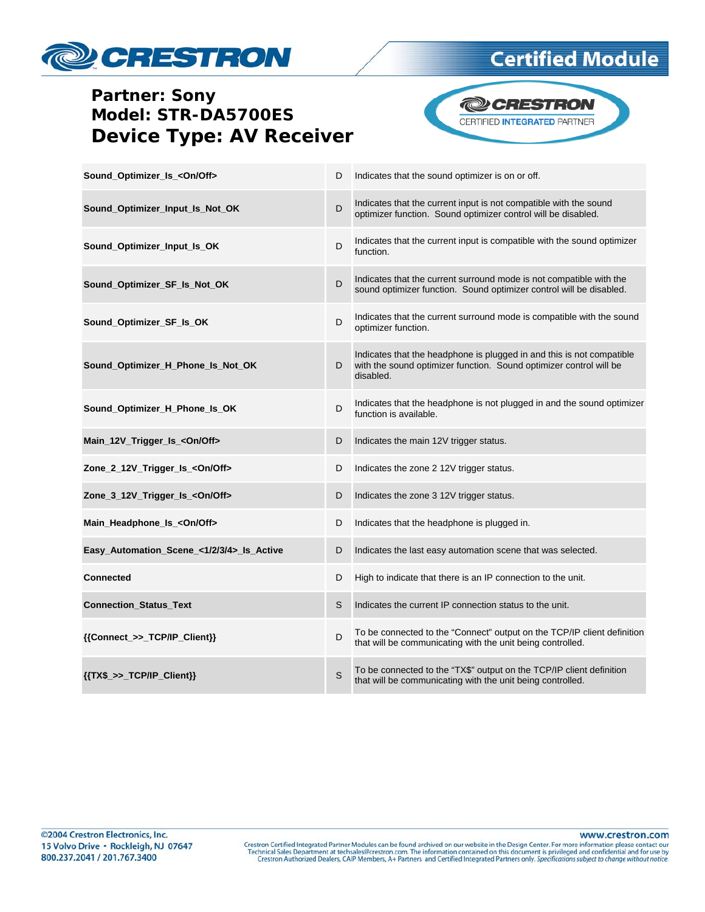**Partner: Sony**
**Model: STR-DA5700ES**
**Device Type: AV Receiver**

| | | |
|---|---|---|
| **Sound_Optimizer_Is_<On/Off>** | D | Indicates that the sound optimizer is on or off. |
| **Sound_Optimizer_Input_Is_Not_OK** | D | Indicates that the current input is not compatible with the sound optimizer function. Sound optimizer control will be disabled. |
| **Sound_Optimizer_Input_Is_OK** | D | Indicates that the current input is compatible with the sound optimizer function. |
| **Sound_Optimizer_SF_Is_Not_OK** | D | Indicates that the current surround mode is not compatible with the sound optimizer function. Sound optimizer control will be disabled. |
| **Sound_Optimizer_SF_Is_OK** | D | Indicates that the current surround mode is compatible with the sound optimizer function. |
| **Sound_Optimizer_H_Phone_Is_Not_OK** | D | Indicates that the headphone is plugged in and this is not compatible with the sound optimizer function. Sound optimizer control will be disabled. |
| **Sound_Optimizer_H_Phone_Is_OK** | D | Indicates that the headphone is not plugged in and the sound optimizer function is available. |
| **Main_12V_Trigger_Is_<On/Off>** | D | Indicates the main 12V trigger status. |
| **Zone_2_12V_Trigger_Is_<On/Off>** | D | Indicates the zone 2 12V trigger status. |
| **Zone_3_12V_Trigger_Is_<On/Off>** | D | Indicates the zone 3 12V trigger status. |
| **Main_Headphone_Is_<On/Off>** | D | Indicates that the headphone is plugged in. |
| **Easy_Automation_Scene_<1/2/3/4>_Is_Active** | D | Indicates the last easy automation scene that was selected. |
| **Connected** | D | High to indicate that there is an IP connection to the unit. |
| **Connection_Status_Text** | S | Indicates the current IP connection status to the unit. |
| **{{Connect_>>_TCP/IP_Client}}** | D | To be connected to the "Connect" output on the TCP/IP client definition that will be communicating with the unit being controlled. |
| **{{TX$_>>_TCP/IP_Client}}** | S | To be connected to the "TX$" output on the TCP/IP client definition that will be communicating with the unit being controlled. |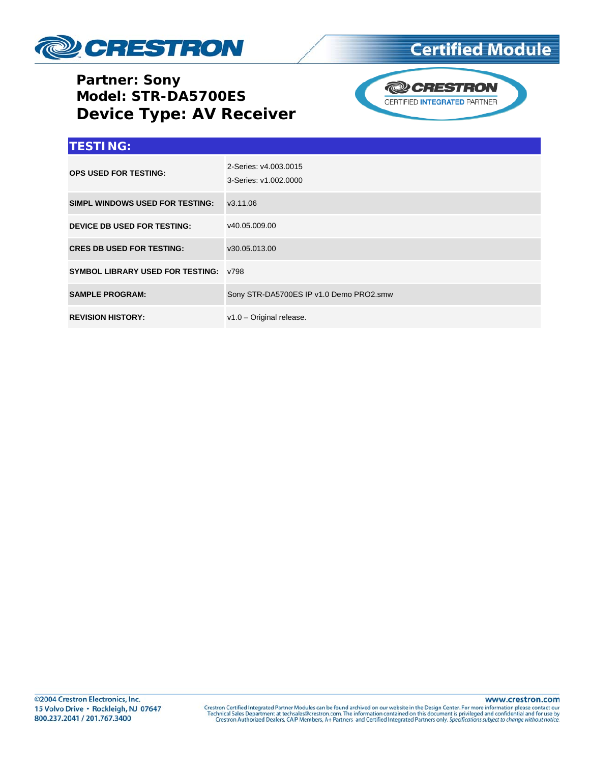**Partner: Sony**
**Model: STR-DA5700ES**
**Device Type: AV Receiver**

## TESTING:

| | |
|---|---|
| **OPS USED FOR TESTING:** | 2-Series: v4.003.0015<br>3-Series: v1.002.0000 |
| **SIMPL WINDOWS USED FOR TESTING:** | v3.11.06 |
| **DEVICE DB USED FOR TESTING:** | v40.05.009.00 |
| **CRES DB USED FOR TESTING:** | v30.05.013.00 |
| **SYMBOL LIBRARY USED FOR TESTING:** | v798 |
| **SAMPLE PROGRAM:** | Sony STR-DA5700ES IP v1.0 Demo PRO2.smw |
| **REVISION HISTORY:** | v1.0 – Original release. |